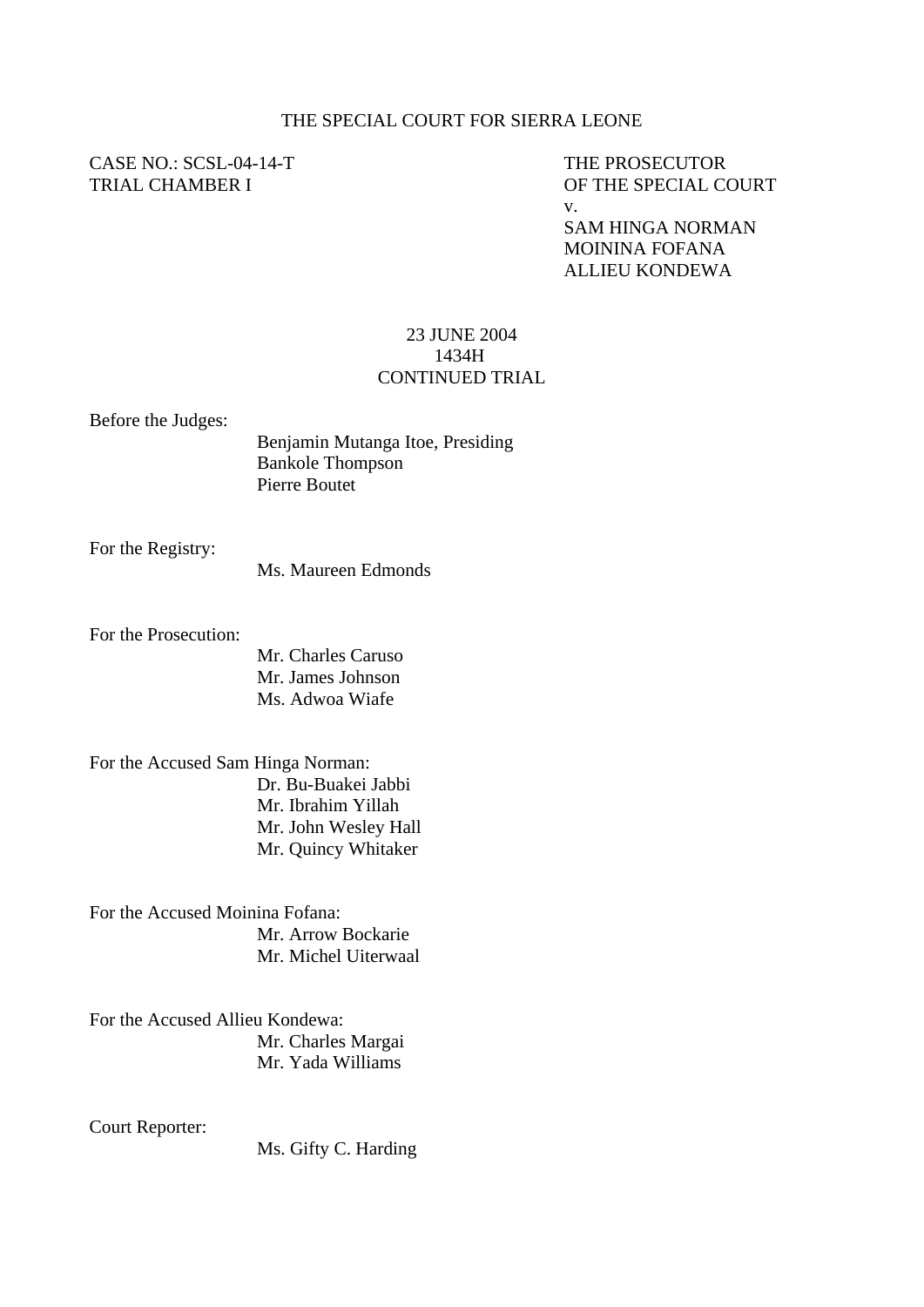THE SPECIAL COURT FOR SIERRA LEONE

CASE NO.: SCSL-04-14-T
TRIAL CHAMBER I

THE PROSECUTOR
OF THE SPECIAL COURT
v.
SAM HINGA NORMAN
MOININA FOFANA
ALLIEU KONDEWA

23 JUNE 2004
1434H
CONTINUED TRIAL

Before the Judges:
Benjamin Mutanga Itoe, Presiding
Bankole Thompson
Pierre Boutet

For the Registry:
Ms. Maureen Edmonds

For the Prosecution:
Mr. Charles Caruso
Mr. James Johnson
Ms. Adwoa Wiafe

For the Accused Sam Hinga Norman:
Dr. Bu-Buakei Jabbi
Mr. Ibrahim Yillah
Mr. John Wesley Hall
Mr. Quincy Whitaker

For the Accused Moinina Fofana:
Mr. Arrow Bockarie
Mr. Michel Uiterwaal

For the Accused Allieu Kondewa:
Mr. Charles Margai
Mr. Yada Williams

Court Reporter:
Ms. Gifty C. Harding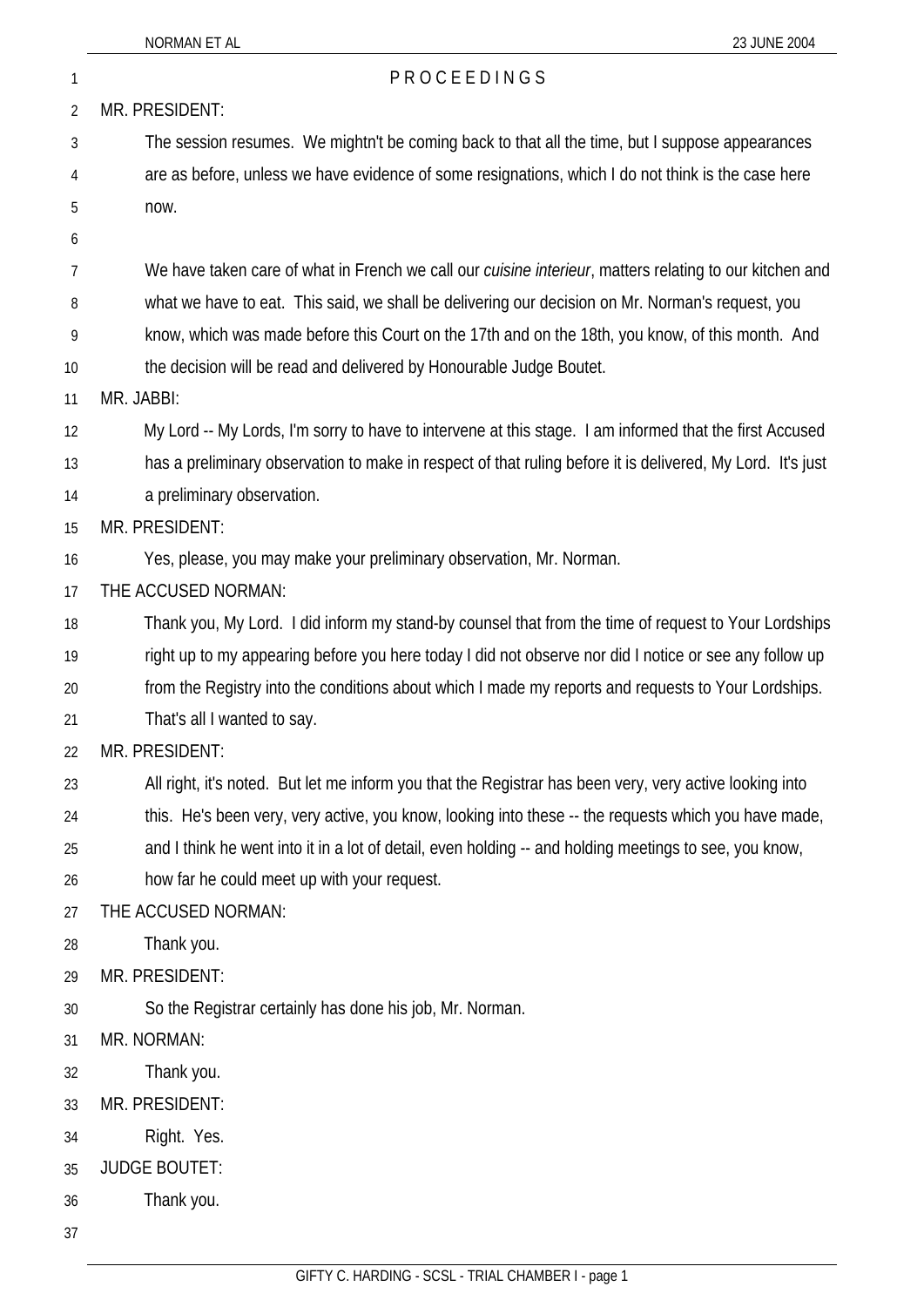P R O C E E D I N G S

MR. PRESIDENT:

The session resumes. We mightn't be coming back to that all the time, but I suppose appearances are as before, unless we have evidence of some resignations, which I do not think is the case here now.

We have taken care of what in French we call our *cuisine interieur*, matters relating to our kitchen and what we have to eat. This said, we shall be delivering our decision on Mr. Norman's request, you know, which was made before this Court on the 17th and on the 18th, you know, of this month. And the decision will be read and delivered by Honourable Judge Boutet.

MR. JABBI:

My Lord -- My Lords, I'm sorry to have to intervene at this stage. I am informed that the first Accused has a preliminary observation to make in respect of that ruling before it is delivered, My Lord. It's just a preliminary observation.

MR. PRESIDENT:

Yes, please, you may make your preliminary observation, Mr. Norman.

THE ACCUSED NORMAN:

Thank you, My Lord. I did inform my stand-by counsel that from the time of request to Your Lordships right up to my appearing before you here today I did not observe nor did I notice or see any follow up from the Registry into the conditions about which I made my reports and requests to Your Lordships. That's all I wanted to say.

MR. PRESIDENT:

All right, it's noted. But let me inform you that the Registrar has been very, very active looking into this. He's been very, very active, you know, looking into these -- the requests which you have made, and I think he went into it in a lot of detail, even holding -- and holding meetings to see, you know, how far he could meet up with your request.

THE ACCUSED NORMAN:

Thank you.

MR. PRESIDENT:

So the Registrar certainly has done his job, Mr. Norman.

MR. NORMAN:

Thank you.

MR. PRESIDENT:

Right. Yes.

JUDGE BOUTET:

Thank you.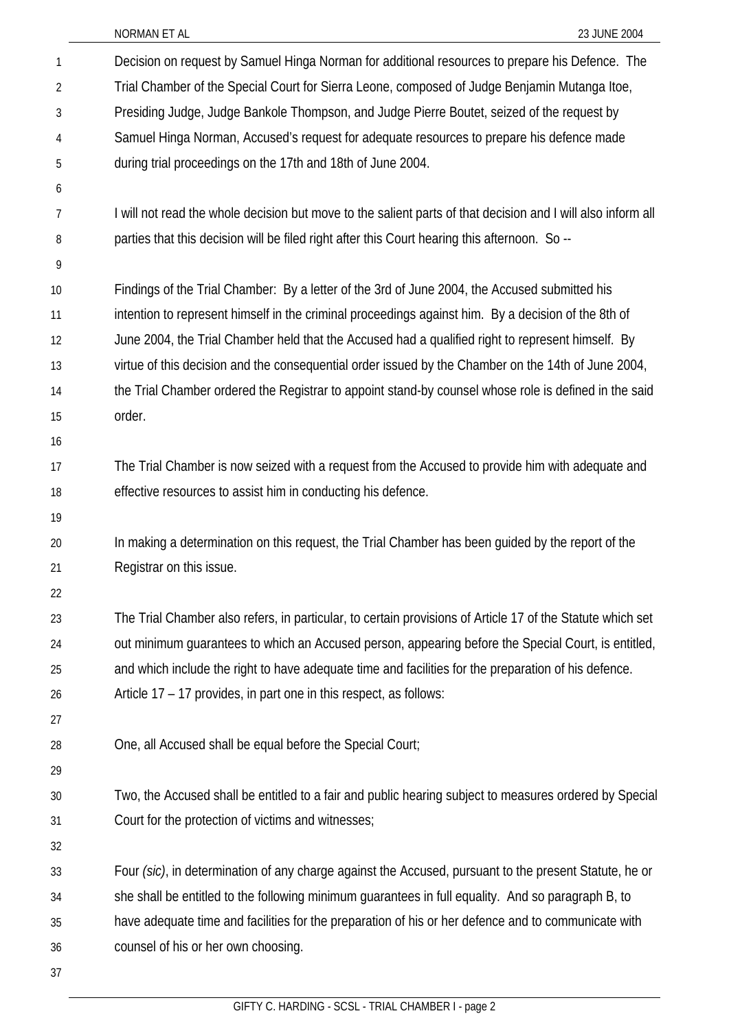Decision on request by Samuel Hinga Norman for additional resources to prepare his Defence. The Trial Chamber of the Special Court for Sierra Leone, composed of Judge Benjamin Mutanga Itoe, Presiding Judge, Judge Bankole Thompson, and Judge Pierre Boutet, seized of the request by Samuel Hinga Norman, Accused's request for adequate resources to prepare his defence made during trial proceedings on the 17th and 18th of June 2004.

I will not read the whole decision but move to the salient parts of that decision and I will also inform all parties that this decision will be filed right after this Court hearing this afternoon. So --

Findings of the Trial Chamber: By a letter of the 3rd of June 2004, the Accused submitted his intention to represent himself in the criminal proceedings against him. By a decision of the 8th of June 2004, the Trial Chamber held that the Accused had a qualified right to represent himself. By virtue of this decision and the consequential order issued by the Chamber on the 14th of June 2004, the Trial Chamber ordered the Registrar to appoint stand-by counsel whose role is defined in the said order.

The Trial Chamber is now seized with a request from the Accused to provide him with adequate and effective resources to assist him in conducting his defence.

In making a determination on this request, the Trial Chamber has been guided by the report of the Registrar on this issue.

The Trial Chamber also refers, in particular, to certain provisions of Article 17 of the Statute which set out minimum guarantees to which an Accused person, appearing before the Special Court, is entitled, and which include the right to have adequate time and facilities for the preparation of his defence. Article 17 – 17 provides, in part one in this respect, as follows:

One, all Accused shall be equal before the Special Court;

Two, the Accused shall be entitled to a fair and public hearing subject to measures ordered by Special Court for the protection of victims and witnesses;

Four *(sic)*, in determination of any charge against the Accused, pursuant to the present Statute, he or she shall be entitled to the following minimum guarantees in full equality. And so paragraph B, to have adequate time and facilities for the preparation of his or her defence and to communicate with counsel of his or her own choosing.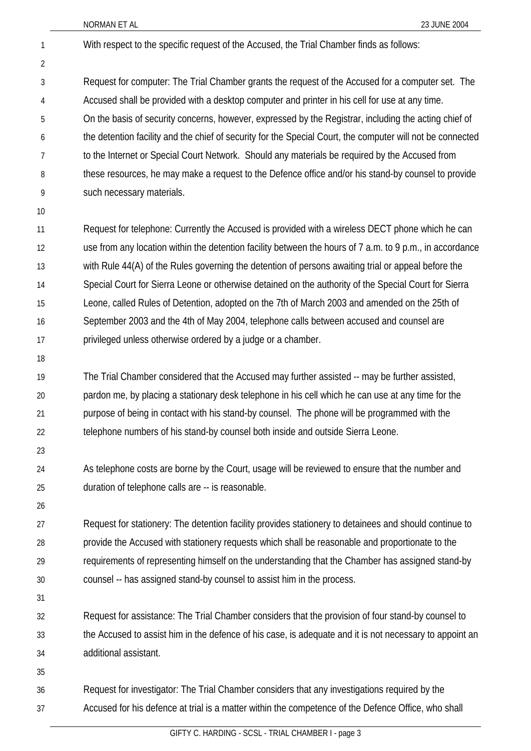With respect to the specific request of the Accused, the Trial Chamber finds as follows:

Request for computer: The Trial Chamber grants the request of the Accused for a computer set. The Accused shall be provided with a desktop computer and printer in his cell for use at any time. On the basis of security concerns, however, expressed by the Registrar, including the acting chief of the detention facility and the chief of security for the Special Court, the computer will not be connected to the Internet or Special Court Network. Should any materials be required by the Accused from these resources, he may make a request to the Defence office and/or his stand-by counsel to provide such necessary materials.

Request for telephone: Currently the Accused is provided with a wireless DECT phone which he can use from any location within the detention facility between the hours of 7 a.m. to 9 p.m., in accordance with Rule 44(A) of the Rules governing the detention of persons awaiting trial or appeal before the Special Court for Sierra Leone or otherwise detained on the authority of the Special Court for Sierra Leone, called Rules of Detention, adopted on the 7th of March 2003 and amended on the 25th of September 2003 and the 4th of May 2004, telephone calls between accused and counsel are privileged unless otherwise ordered by a judge or a chamber.

The Trial Chamber considered that the Accused may further assisted -- may be further assisted, pardon me, by placing a stationary desk telephone in his cell which he can use at any time for the purpose of being in contact with his stand-by counsel. The phone will be programmed with the telephone numbers of his stand-by counsel both inside and outside Sierra Leone.

As telephone costs are borne by the Court, usage will be reviewed to ensure that the number and duration of telephone calls are -- is reasonable.

Request for stationery: The detention facility provides stationery to detainees and should continue to provide the Accused with stationery requests which shall be reasonable and proportionate to the requirements of representing himself on the understanding that the Chamber has assigned stand-by counsel -- has assigned stand-by counsel to assist him in the process.

Request for assistance: The Trial Chamber considers that the provision of four stand-by counsel to the Accused to assist him in the defence of his case, is adequate and it is not necessary to appoint an additional assistant.

Request for investigator: The Trial Chamber considers that any investigations required by the Accused for his defence at trial is a matter within the competence of the Defence Office, who shall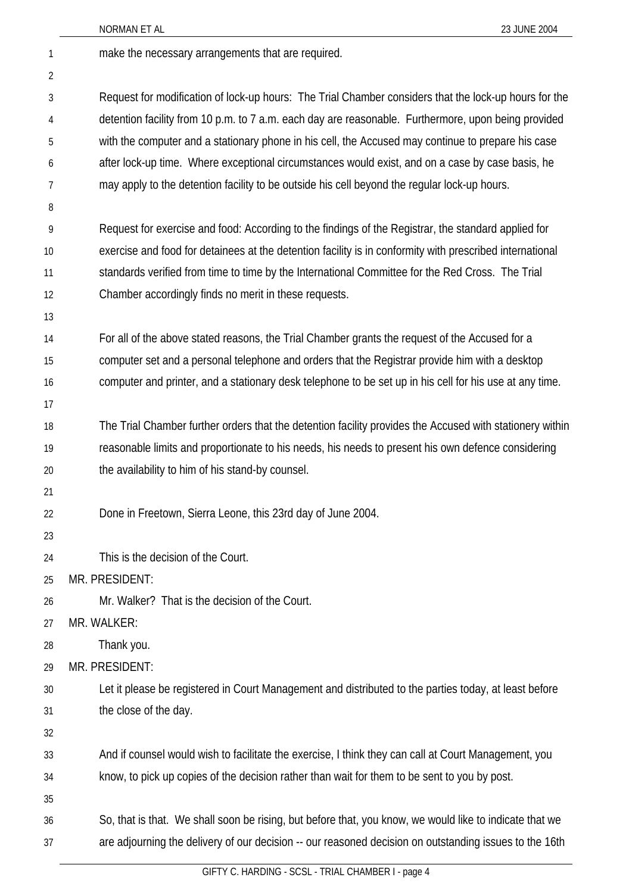make the necessary arrangements that are required.

Request for modification of lock-up hours: The Trial Chamber considers that the lock-up hours for the detention facility from 10 p.m. to 7 a.m. each day are reasonable. Furthermore, upon being provided with the computer and a stationary phone in his cell, the Accused may continue to prepare his case after lock-up time. Where exceptional circumstances would exist, and on a case by case basis, he may apply to the detention facility to be outside his cell beyond the regular lock-up hours.

Request for exercise and food: According to the findings of the Registrar, the standard applied for exercise and food for detainees at the detention facility is in conformity with prescribed international standards verified from time to time by the International Committee for the Red Cross. The Trial Chamber accordingly finds no merit in these requests.

For all of the above stated reasons, the Trial Chamber grants the request of the Accused for a computer set and a personal telephone and orders that the Registrar provide him with a desktop computer and printer, and a stationary desk telephone to be set up in his cell for his use at any time.

The Trial Chamber further orders that the detention facility provides the Accused with stationery within reasonable limits and proportionate to his needs, his needs to present his own defence considering the availability to him of his stand-by counsel.

Done in Freetown, Sierra Leone, this 23rd day of June 2004.

This is the decision of the Court.

MR. PRESIDENT:

Mr. Walker? That is the decision of the Court.

MR. WALKER:

Thank you.

MR. PRESIDENT:

Let it please be registered in Court Management and distributed to the parties today, at least before the close of the day.

And if counsel would wish to facilitate the exercise, I think they can call at Court Management, you know, to pick up copies of the decision rather than wait for them to be sent to you by post.

So, that is that. We shall soon be rising, but before that, you know, we would like to indicate that we are adjourning the delivery of our decision -- our reasoned decision on outstanding issues to the 16th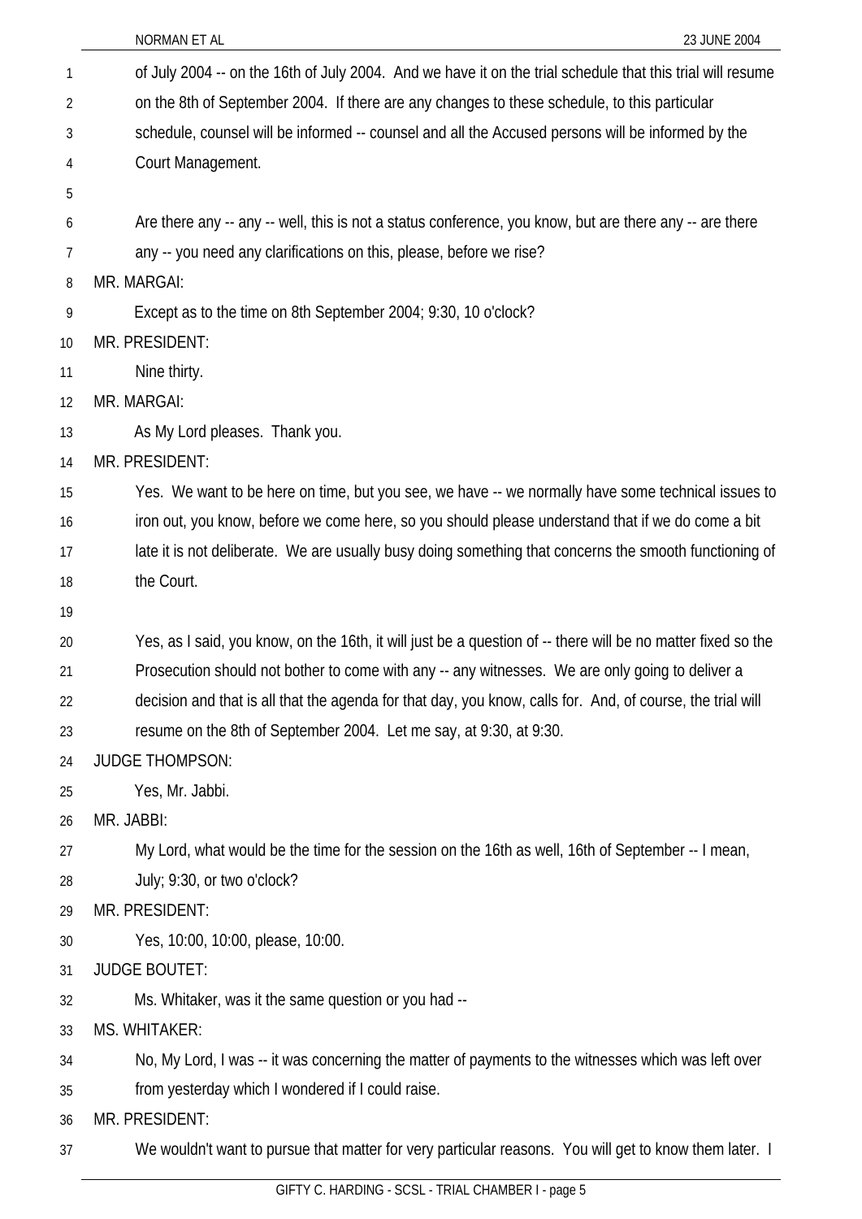of July 2004 -- on the 16th of July 2004. And we have it on the trial schedule that this trial will resume on the 8th of September 2004. If there are any changes to these schedule, to this particular schedule, counsel will be informed -- counsel and all the Accused persons will be informed by the Court Management.

Are there any -- any -- well, this is not a status conference, you know, but are there any -- are there any -- you need any clarifications on this, please, before we rise?

MR. MARGAI:

Except as to the time on 8th September 2004; 9:30, 10 o'clock?

MR. PRESIDENT:

Nine thirty.

MR. MARGAI:

As My Lord pleases. Thank you.

MR. PRESIDENT:

Yes. We want to be here on time, but you see, we have -- we normally have some technical issues to iron out, you know, before we come here, so you should please understand that if we do come a bit late it is not deliberate. We are usually busy doing something that concerns the smooth functioning of the Court.

Yes, as I said, you know, on the 16th, it will just be a question of -- there will be no matter fixed so the Prosecution should not bother to come with any -- any witnesses. We are only going to deliver a decision and that is all that the agenda for that day, you know, calls for. And, of course, the trial will resume on the 8th of September 2004. Let me say, at 9:30, at 9:30.

JUDGE THOMPSON:

Yes, Mr. Jabbi.

MR. JABBI:

My Lord, what would be the time for the session on the 16th as well, 16th of September -- I mean, July; 9:30, or two o'clock?

MR. PRESIDENT:

Yes, 10:00, 10:00, please, 10:00.

JUDGE BOUTET:

Ms. Whitaker, was it the same question or you had --

MS. WHITAKER:

No, My Lord, I was -- it was concerning the matter of payments to the witnesses which was left over from yesterday which I wondered if I could raise.

MR. PRESIDENT:

We wouldn't want to pursue that matter for very particular reasons. You will get to know them later. I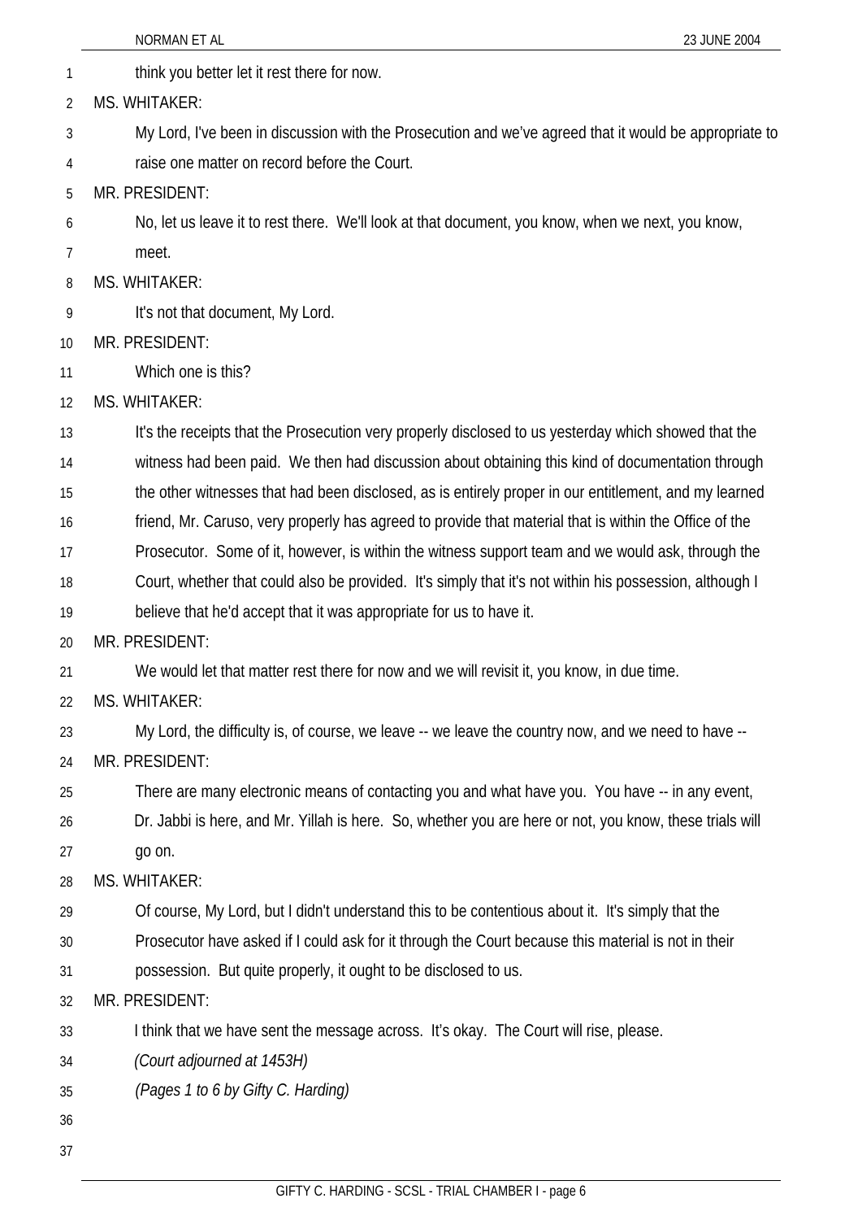think you better let it rest there for now.

MS. WHITAKER:

My Lord, I've been in discussion with the Prosecution and we've agreed that it would be appropriate to raise one matter on record before the Court.

MR. PRESIDENT:

No, let us leave it to rest there. We'll look at that document, you know, when we next, you know, meet.

MS. WHITAKER:

It's not that document, My Lord.

MR. PRESIDENT:

Which one is this?

MS. WHITAKER:

It's the receipts that the Prosecution very properly disclosed to us yesterday which showed that the witness had been paid. We then had discussion about obtaining this kind of documentation through the other witnesses that had been disclosed, as is entirely proper in our entitlement, and my learned friend, Mr. Caruso, very properly has agreed to provide that material that is within the Office of the Prosecutor. Some of it, however, is within the witness support team and we would ask, through the Court, whether that could also be provided. It's simply that it's not within his possession, although I believe that he'd accept that it was appropriate for us to have it.

MR. PRESIDENT:

We would let that matter rest there for now and we will revisit it, you know, in due time.

MS. WHITAKER:

My Lord, the difficulty is, of course, we leave -- we leave the country now, and we need to have --

MR. PRESIDENT:

There are many electronic means of contacting you and what have you. You have -- in any event, Dr. Jabbi is here, and Mr. Yillah is here. So, whether you are here or not, you know, these trials will go on.

MS. WHITAKER:

Of course, My Lord, but I didn't understand this to be contentious about it. It's simply that the Prosecutor have asked if I could ask for it through the Court because this material is not in their possession. But quite properly, it ought to be disclosed to us.

MR. PRESIDENT:

I think that we have sent the message across. It's okay. The Court will rise, please.

*(Court adjourned at 1453H)*

*(Pages 1 to 6 by Gifty C. Harding)*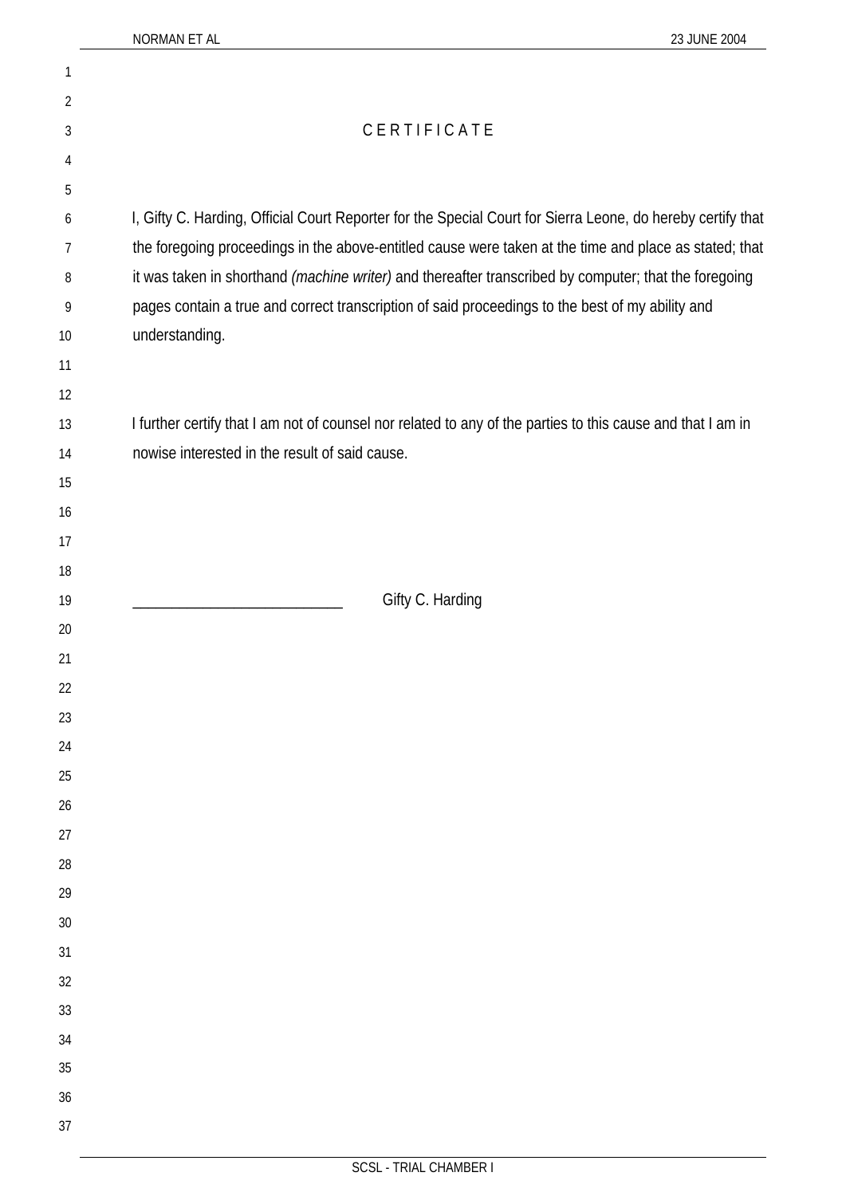# C E R T I F I C A T E

I, Gifty C. Harding, Official Court Reporter for the Special Court for Sierra Leone, do hereby certify that the foregoing proceedings in the above-entitled cause were taken at the time and place as stated; that it was taken in shorthand *(machine writer)* and thereafter transcribed by computer; that the foregoing pages contain a true and correct transcription of said proceedings to the best of my ability and understanding.

I further certify that I am not of counsel nor related to any of the parties to this cause and that I am in nowise interested in the result of said cause.

___________________________ Gifty C. Harding